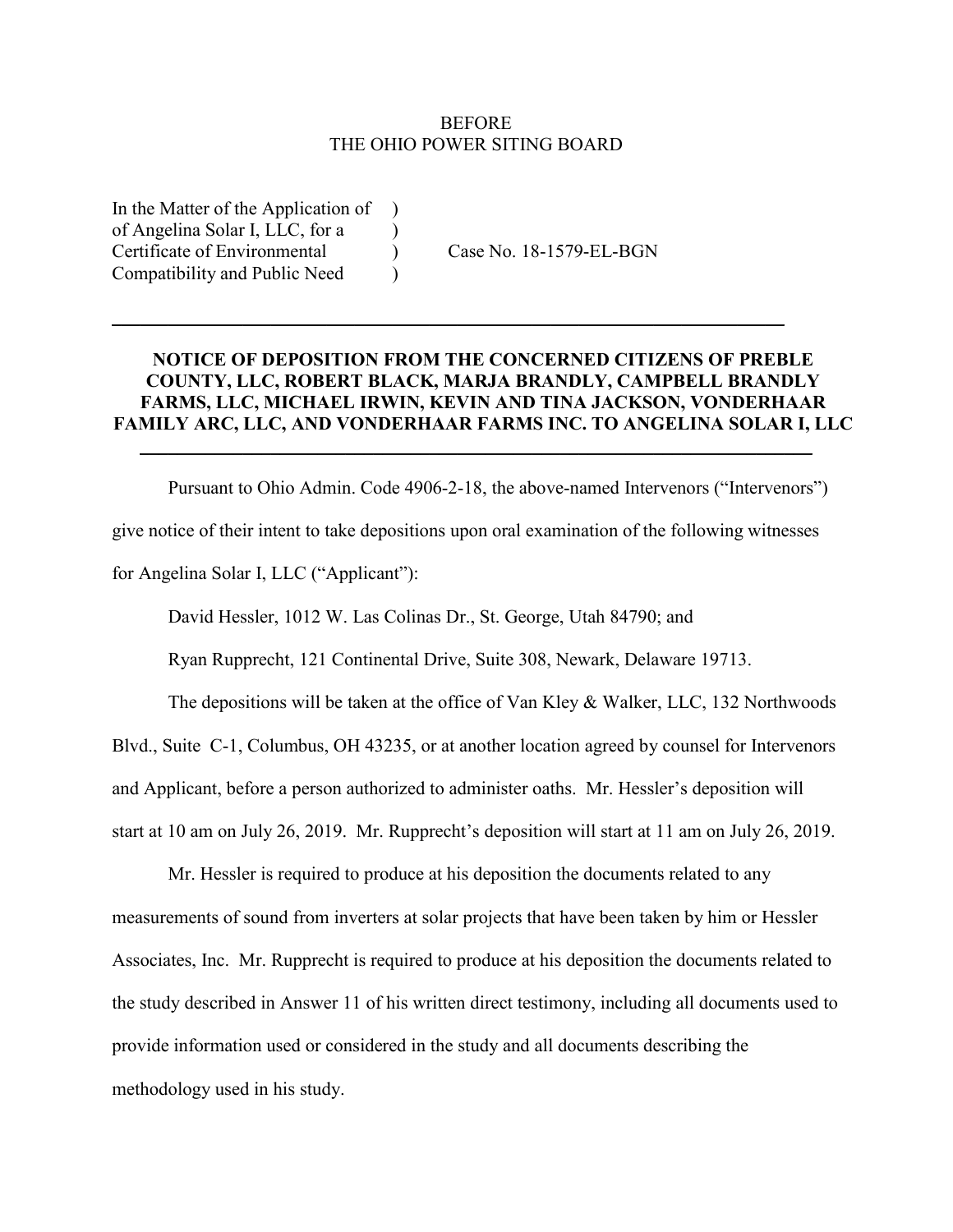BEFORE
THE OHIO POWER SITING BOARD

In the Matter of the Application of )
of Angelina Solar I, LLC, for a )
Certificate of Environmental ) Case No. 18-1579-EL-BGN
Compatibility and Public Need )

---

**NOTICE OF DEPOSITION FROM THE CONCERNED CITIZENS OF PREBLE COUNTY, LLC, ROBERT BLACK, MARJA BRANDLY, CAMPBELL BRANDLY FARMS, LLC, MICHAEL IRWIN, KEVIN AND TINA JACKSON, VONDERHAAR FAMILY ARC, LLC, AND VONDERHAAR FARMS INC. TO ANGELINA SOLAR I, LLC**

---

Pursuant to Ohio Admin. Code 4906-2-18, the above-named Intervenors ("Intervenors") give notice of their intent to take depositions upon oral examination of the following witnesses for Angelina Solar I, LLC ("Applicant"):

David Hessler, 1012 W. Las Colinas Dr., St. George, Utah 84790; and

Ryan Rupprecht, 121 Continental Drive, Suite 308, Newark, Delaware 19713.

The depositions will be taken at the office of Van Kley & Walker, LLC, 132 Northwoods Blvd., Suite C-1, Columbus, OH 43235, or at another location agreed by counsel for Intervenors and Applicant, before a person authorized to administer oaths. Mr. Hessler's deposition will start at 10 am on July 26, 2019. Mr. Rupprecht's deposition will start at 11 am on July 26, 2019.

Mr. Hessler is required to produce at his deposition the documents related to any measurements of sound from inverters at solar projects that have been taken by him or Hessler Associates, Inc. Mr. Rupprecht is required to produce at his deposition the documents related to the study described in Answer 11 of his written direct testimony, including all documents used to provide information used or considered in the study and all documents describing the methodology used in his study.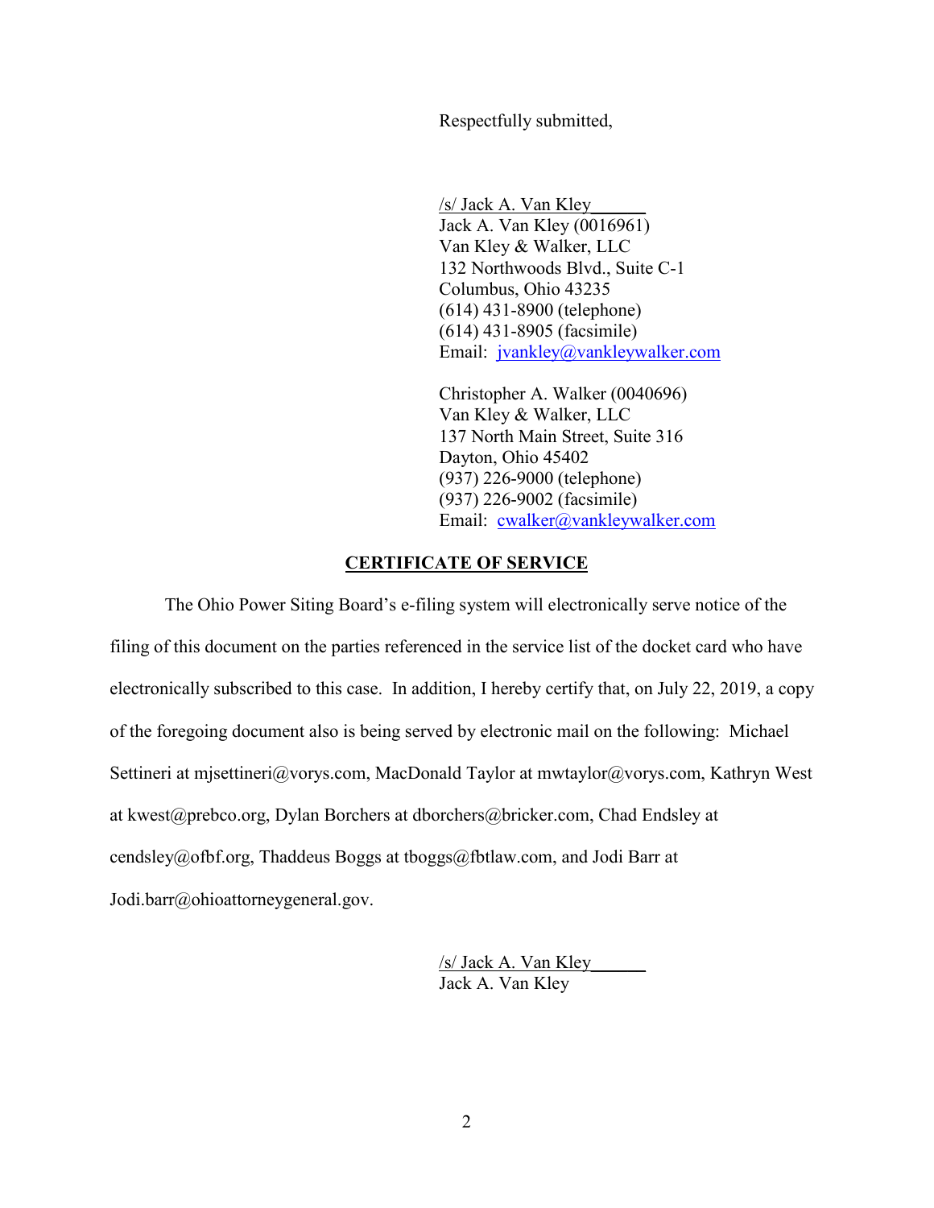Respectfully submitted,

/s/ Jack A. Van Kley  
Jack A. Van Kley (0016961)  
Van Kley & Walker, LLC  
132 Northwoods Blvd., Suite C-1  
Columbus, Ohio 43235  
(614) 431-8900 (telephone)  
(614) 431-8905 (facsimile)  
Email: jvankley@vankleywalker.com

Christopher A. Walker (0040696)  
Van Kley & Walker, LLC  
137 North Main Street, Suite 316  
Dayton, Ohio 45402  
(937) 226-9000 (telephone)  
(937) 226-9002 (facsimile)  
Email: cwalker@vankleywalker.com

## CERTIFICATE OF SERVICE

The Ohio Power Siting Board's e-filing system will electronically serve notice of the filing of this document on the parties referenced in the service list of the docket card who have electronically subscribed to this case. In addition, I hereby certify that, on July 22, 2019, a copy of the foregoing document also is being served by electronic mail on the following: Michael Settineri at mjsettineri@vorys.com, MacDonald Taylor at mwtaylor@vorys.com, Kathryn West at kwest@prebco.org, Dylan Borchers at dborchers@bricker.com, Chad Endsley at cendsley@ofbf.org, Thaddeus Boggs at tboggs@fbtlaw.com, and Jodi Barr at Jodi.barr@ohioattorneygeneral.gov.

/s/ Jack A. Van Kley  
Jack A. Van Kley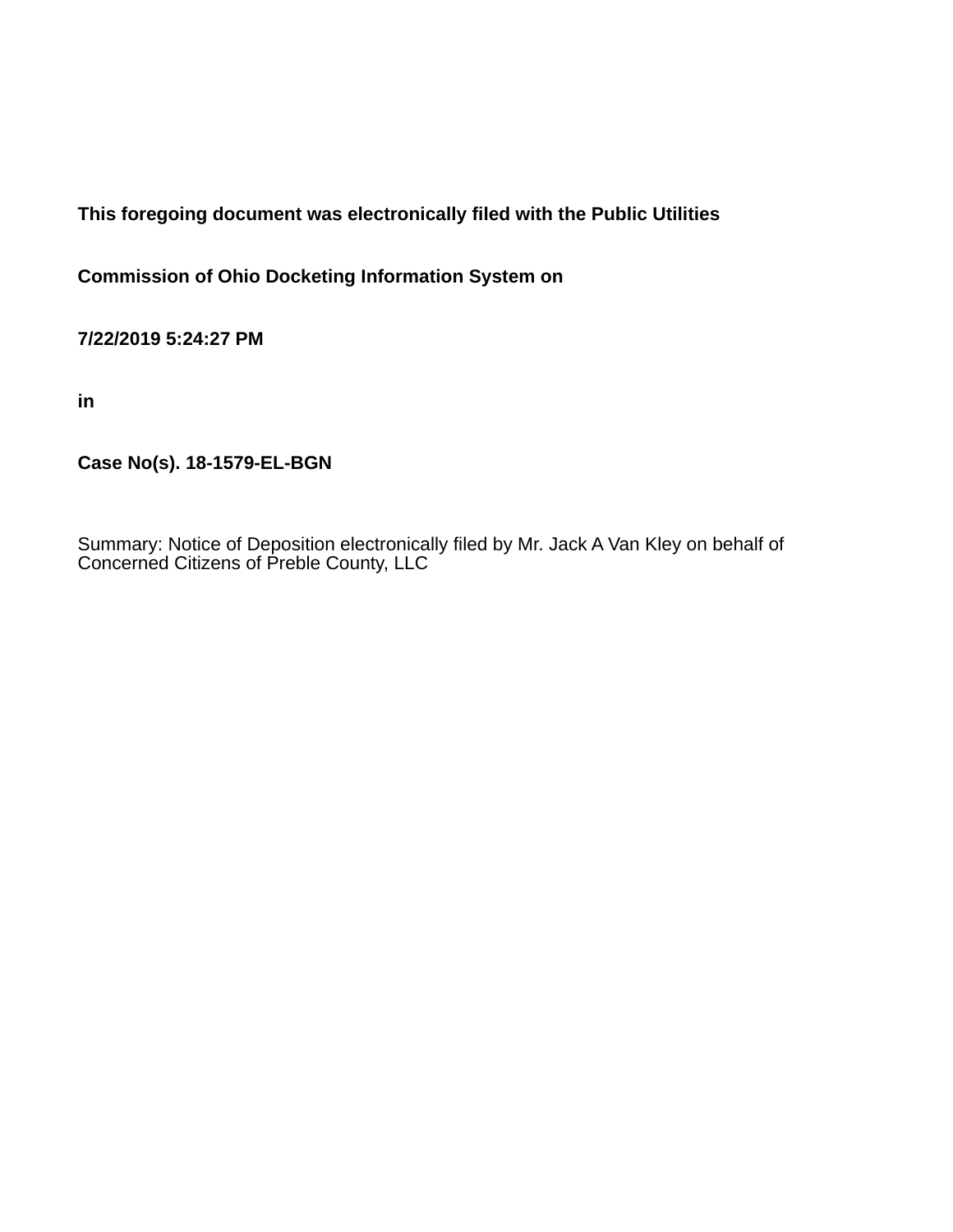**This foregoing document was electronically filed with the Public Utilities**

**Commission of Ohio Docketing Information System on**

**7/22/2019 5:24:27 PM**

**in**

**Case No(s). 18-1579-EL-BGN**

Summary: Notice of Deposition electronically filed by Mr. Jack A Van Kley on behalf of Concerned Citizens of Preble County, LLC